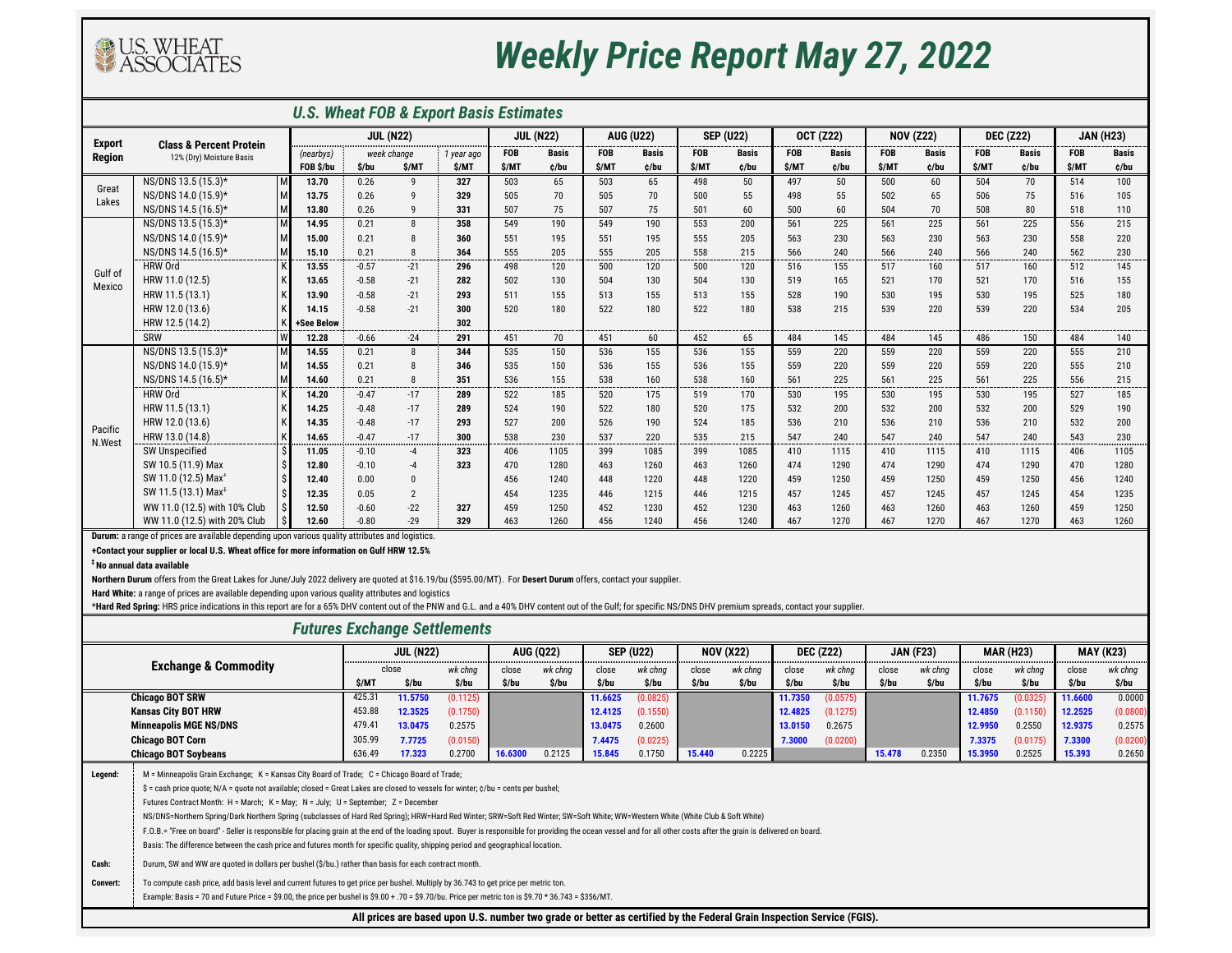# Weekly Price Report May 27, 2022

## U.S. Wheat FOB & Export Basis Estimates

| Export Region | Class & Percent Protein 12% (Dry) Moisture Basis | | JUL (N22) (nearbys) FOB $/bu | JUL (N22) week change $/bu | JUL (N22) week change $/MT | JUL (N22) 1 year ago $/MT | JUL (N22) FOB $/MT | JUL (N22) Basis ¢/bu | AUG (U22) FOB $/MT | AUG (U22) Basis ¢/bu | SEP (U22) FOB $/MT | SEP (U22) Basis ¢/bu | OCT (Z22) FOB $/MT | OCT (Z22) Basis ¢/bu | NOV (Z22) FOB $/MT | NOV (Z22) Basis ¢/bu | DEC (Z22) FOB $/MT | DEC (Z22) Basis ¢/bu | JAN (H23) FOB $/MT | JAN (H23) Basis ¢/bu |
|---|---|---|---|---|---|---|---|---|---|---|---|---|---|---|---|---|---|---|---|---|
| Great Lakes | NS/DNS 13.5 (15.3)* | M | 13.70 | 0.26 | 9 | 327 | 503 | 65 | 503 | 65 | 498 | 50 | 497 | 50 | 500 | 60 | 504 | 70 | 514 | 100 |
| | NS/DNS 14.0 (15.9)* | M | 13.75 | 0.26 | 9 | 329 | 505 | 70 | 505 | 70 | 500 | 55 | 498 | 55 | 502 | 65 | 506 | 75 | 516 | 105 |
| | NS/DNS 14.5 (16.5)* | M | 13.80 | 0.26 | 9 | 331 | 507 | 75 | 507 | 75 | 501 | 60 | 500 | 60 | 504 | 70 | 508 | 80 | 518 | 110 |
| Gulf of Mexico | NS/DNS 13.5 (15.3)* | M | 14.95 | 0.21 | 8 | 358 | 549 | 190 | 549 | 190 | 553 | 200 | 561 | 225 | 561 | 225 | 561 | 225 | 556 | 215 |
| | NS/DNS 14.0 (15.9)* | M | 15.00 | 0.21 | 8 | 360 | 551 | 195 | 551 | 195 | 555 | 205 | 563 | 230 | 563 | 230 | 563 | 230 | 558 | 220 |
| | NS/DNS 14.5 (16.5)* | M | 15.10 | 0.21 | 8 | 364 | 555 | 205 | 555 | 205 | 558 | 215 | 566 | 240 | 566 | 240 | 566 | 240 | 562 | 230 |
| | HRW Ord | K | 13.55 | -0.57 | -21 | 296 | 498 | 120 | 500 | 120 | 500 | 120 | 516 | 155 | 517 | 160 | 517 | 160 | 512 | 145 |
| | HRW 11.0 (12.5) | K | 13.65 | -0.58 | -21 | 282 | 502 | 130 | 504 | 130 | 504 | 130 | 519 | 165 | 521 | 170 | 521 | 170 | 516 | 155 |
| | HRW 11.5 (13.1) | K | 13.90 | -0.58 | -21 | 293 | 511 | 155 | 513 | 155 | 513 | 155 | 528 | 190 | 530 | 195 | 530 | 195 | 525 | 180 |
| | HRW 12.0 (13.6) | K | 14.15 | -0.58 | -21 | 300 | 520 | 180 | 522 | 180 | 522 | 180 | 538 | 215 | 539 | 220 | 539 | 220 | 534 | 205 |
| | HRW 12.5 (14.2) | K | +See Below | | | 302 | | | | | | | | | | | | | | |
| | SRW | W | 12.28 | -0.66 | -24 | 291 | 451 | 70 | 451 | 60 | 452 | 65 | 484 | 145 | 484 | 145 | 486 | 150 | 484 | 140 |
| Pacific N.West | NS/DNS 13.5 (15.3)* | M | 14.55 | 0.21 | 8 | 344 | 535 | 150 | 536 | 155 | 536 | 155 | 559 | 220 | 559 | 220 | 559 | 220 | 555 | 210 |
| | NS/DNS 14.0 (15.9)* | M | 14.55 | 0.21 | 8 | 346 | 535 | 150 | 536 | 155 | 536 | 155 | 559 | 220 | 559 | 220 | 559 | 220 | 555 | 210 |
| | NS/DNS 14.5 (16.5)* | M | 14.60 | 0.21 | 8 | 351 | 536 | 155 | 538 | 160 | 538 | 160 | 561 | 225 | 561 | 225 | 561 | 225 | 556 | 215 |
| | HRW Ord | K | 14.20 | -0.47 | -17 | 289 | 522 | 185 | 520 | 175 | 519 | 170 | 530 | 195 | 530 | 195 | 530 | 195 | 527 | 185 |
| | HRW 11.5 (13.1) | K | 14.25 | -0.48 | -17 | 289 | 524 | 190 | 522 | 180 | 520 | 175 | 532 | 200 | 532 | 200 | 532 | 200 | 529 | 190 |
| | HRW 12.0 (13.6) | K | 14.35 | -0.48 | -17 | 293 | 527 | 200 | 526 | 190 | 524 | 185 | 536 | 210 | 536 | 210 | 536 | 210 | 532 | 200 |
| | HRW 13.0 (14.8) | K | 14.65 | -0.47 | -17 | 300 | 538 | 230 | 537 | 220 | 535 | 215 | 547 | 240 | 547 | 240 | 547 | 240 | 543 | 230 |
| | SW Unspecified | $ | 11.05 | -0.10 | -4 | 323 | 406 | 1105 | 399 | 1085 | 399 | 1085 | 410 | 1115 | 410 | 1115 | 410 | 1115 | 406 | 1105 |
| | SW 10.5 (11.9) Max | $ | 12.80 | -0.10 | -4 | 323 | 470 | 1280 | 463 | 1260 | 463 | 1260 | 474 | 1290 | 474 | 1290 | 474 | 1290 | 470 | 1280 |
| | SW 11.0 (12.5) Max[‡] | $ | 12.40 | 0.00 | 0 | | 456 | 1240 | 448 | 1220 | 448 | 1220 | 459 | 1250 | 459 | 1250 | 459 | 1250 | 456 | 1240 |
| | SW 11.5 (13.1) Max[‡] | $ | 12.35 | 0.05 | 2 | | 454 | 1235 | 446 | 1215 | 446 | 1215 | 457 | 1245 | 457 | 1245 | 457 | 1245 | 454 | 1235 |
| | WW 11.0 (12.5) with 10% Club | $ | 12.50 | -0.60 | -22 | 327 | 459 | 1250 | 452 | 1230 | 452 | 1230 | 463 | 1260 | 463 | 1260 | 463 | 1260 | 459 | 1250 |
| | WW 11.0 (12.5) with 20% Club | $ | 12.60 | -0.80 | -29 | 329 | 463 | 1260 | 456 | 1240 | 456 | 1240 | 467 | 1270 | 467 | 1270 | 467 | 1270 | 463 | 1260 |

**Durum:** a range of prices are available depending upon various quality attributes and logistics.

**+Contact your supplier or local U.S. Wheat office for more information on Gulf HRW 12.5%**

**‡ No annual data available**

**Northern Durum** offers from the Great Lakes for June/July 2022 delivery are quoted at $16.19/bu ($595.00/MT). For **Desert Durum** offers, contact your supplier.

**Hard White:** a range of prices are available depending upon various quality attributes and logistics

***Hard Red Spring:** HRS price indications in this report are for a 65% DHV content out of the PNW and G.L. and a 40% DHV content out of the Gulf; for specific NS/DNS DHV premium spreads, contact your supplier.

## Futures Exchange Settlements

| Exchange & Commodity | JUL (N22) close $/MT | JUL (N22) close $/bu | JUL (N22) wk chng $/bu | AUG (Q22) close $/bu | AUG (Q22) wk chng $/bu | SEP (U22) close $/bu | SEP (U22) wk chng $/bu | NOV (X22) close $/bu | NOV (X22) wk chng $/bu | DEC (Z22) close $/bu | DEC (Z22) wk chng $/bu | JAN (F23) close $/bu | JAN (F23) wk chng $/bu | MAR (H23) close $/bu | MAR (H23) wk chng $/bu | MAY (K23) close $/bu | MAY (K23) wk chng $/bu |
|---|---|---|---|---|---|---|---|---|---|---|---|---|---|---|---|---|---|
| **Chicago BOT SRW** | 425.31 | 11.5750 | (0.1125) | | | 11.6625 | (0.0825) | | | 11.7350 | (0.0575) | | | 11.7675 | (0.0325) | 11.6600 | 0.0000 |
| **Kansas City BOT HRW** | 453.88 | 12.3525 | (0.1750) | | | 12.4125 | (0.1550) | | | 12.4825 | (0.1275) | | | 12.4850 | (0.1150) | 12.2525 | (0.0800) |
| **Minneapolis MGE NS/DNS** | 479.41 | 13.0475 | 0.2575 | | | 13.0475 | 0.2600 | | | 13.0150 | 0.2675 | | | 12.9950 | 0.2550 | 12.9375 | 0.2575 |
| **Chicago BOT Corn** | 305.99 | 7.7725 | (0.0150) | | | 7.4475 | (0.0225) | | | 7.3000 | (0.0200) | | | 7.3375 | (0.0175) | 7.3300 | (0.0200) |
| **Chicago BOT Soybeans** | 636.49 | 17.323 | 0.2700 | 16.6300 | 0.2125 | 15.845 | 0.1750 | 15.440 | 0.2225 | | | 15.478 | 0.2350 | 15.3950 | 0.2525 | 15.393 | 0.2650 |

**Legend:** M = Minneapolis Grain Exchange; K = Kansas City Board of Trade; C = Chicago Board of Trade;

$ = cash price quote; N/A = quote not available; closed = Great Lakes are closed to vessels for winter; ¢/bu = cents per bushel;

Futures Contract Month: H = March; K = May; N = July; U = September; Z = December

NS/DNS=Northern Spring/Dark Northern Spring (subclasses of Hard Red Spring); HRW=Hard Red Winter; SRW=Soft Red Winter; SW=Soft White; WW=Western White (White Club & Soft White)

F.O.B.= "Free on board" - Seller is responsible for placing grain at the end of the loading spout. Buyer is responsible for providing the ocean vessel and for all other costs after the grain is delivered on board.

Basis: The difference between the cash price and futures month for specific quality, shipping period and geographical location.

**Cash:** Durum, SW and WW are quoted in dollars per bushel ($/bu.) rather than basis for each contract month.

**Convert:** To compute cash price, add basis level and current futures to get price per bushel. Multiply by 36.743 to get price per metric ton.

Example: Basis = 70 and Future Price = $9.00, the price per bushel is $9.00 + .70 = $9.70/bu. Price per metric ton is $9.70 * 36.743 = $356/MT.

**All prices are based upon U.S. number two grade or better as certified by the Federal Grain Inspection Service (FGIS).**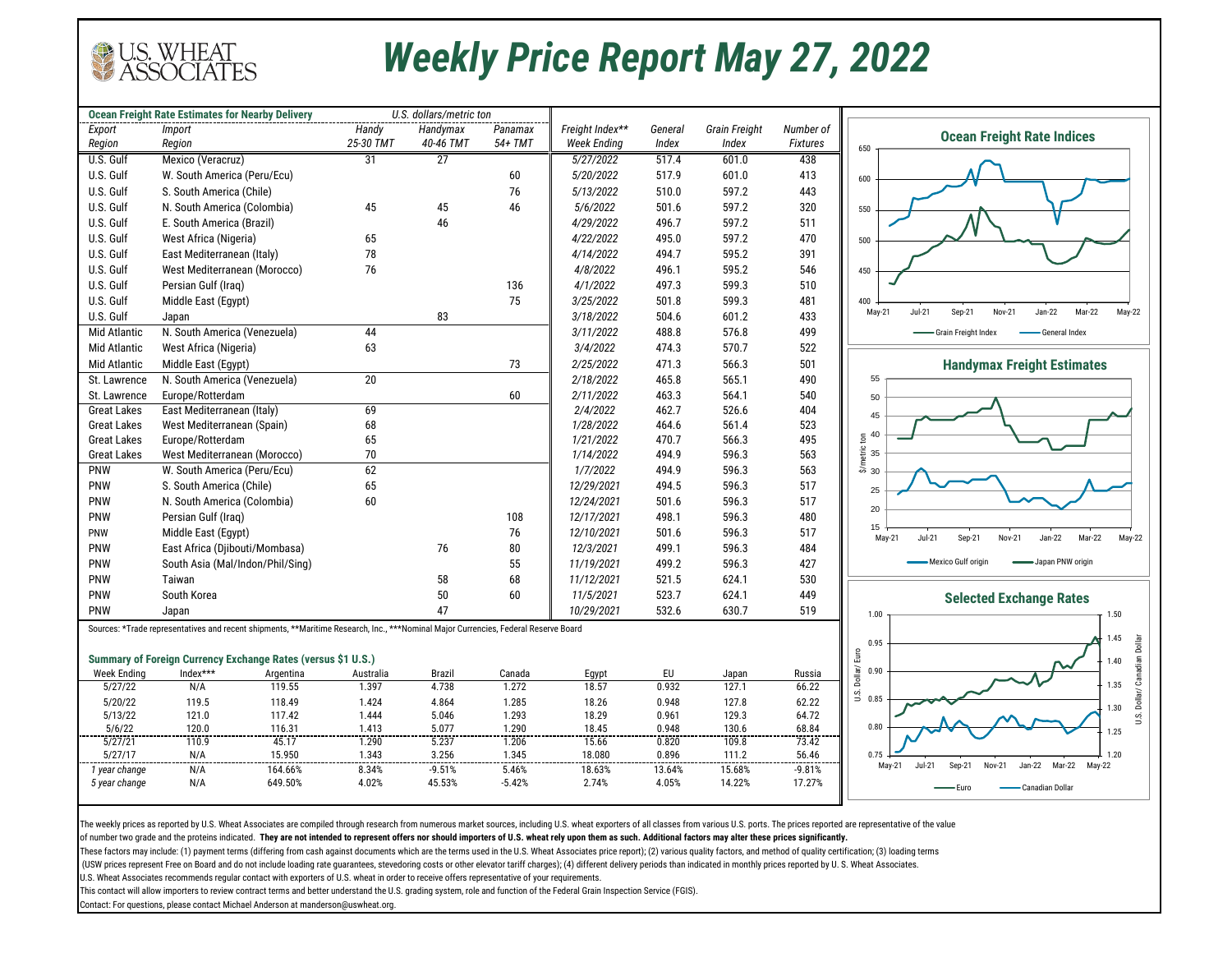# Weekly Price Report May 27, 2022

U.S. WHEAT ASSOCIATES

| Ocean Freight Rate Estimates for Nearby Delivery | | U.S. dollars/metric ton | | |
|---|---|---|---|---|
| Export Region | Import Region | Handy 25-30 TMT | Handymax 40-46 TMT | Panamax 54+ TMT |
| U.S. Gulf | Mexico (Veracruz) | 31 | 27 | |
| U.S. Gulf | W. South America (Peru/Ecu) | | | 60 |
| U.S. Gulf | S. South America (Chile) | | | 76 |
| U.S. Gulf | N. South America (Colombia) | 45 | 45 | 46 |
| U.S. Gulf | E. South America (Brazil) | | 46 | |
| U.S. Gulf | West Africa (Nigeria) | 65 | | |
| U.S. Gulf | East Mediterranean (Italy) | 78 | | |
| U.S. Gulf | West Mediterranean (Morocco) | 76 | | |
| U.S. Gulf | Persian Gulf (Iraq) | | | 136 |
| U.S. Gulf | Middle East (Egypt) | | | 75 |
| U.S. Gulf | Japan | | 83 | |
| Mid Atlantic | N. South America (Venezuela) | 44 | | |
| Mid Atlantic | West Africa (Nigeria) | 63 | | |
| Mid Atlantic | Middle East (Egypt) | | | 73 |
| St. Lawrence | N. South America (Venezuela) | 20 | | |
| St. Lawrence | Europe/Rotterdam | | | 60 |
| Great Lakes | East Mediterranean (Italy) | 69 | | |
| Great Lakes | West Mediterranean (Spain) | 68 | | |
| Great Lakes | Europe/Rotterdam | 65 | | |
| Great Lakes | West Mediterranean (Morocco) | 70 | | |
| PNW | W. South America (Peru/Ecu) | 62 | | |
| PNW | S. South America (Chile) | 65 | | |
| PNW | N. South America (Colombia) | 60 | | |
| PNW | Persian Gulf (Iraq) | | | 108 |
| PNW | Middle East (Egypt) | | | 76 |
| PNW | East Africa (Djibouti/Mombasa) | | 76 | 80 |
| PNW | South Asia (Mal/Indon/Phil/Sing) | | | 55 |
| PNW | Taiwan | | 58 | 68 |
| PNW | South Korea | | 50 | 60 |
| PNW | Japan | | 47 | |

| Freight Index** Week Ending | General Index | Grain Freight Index | Number of Fixtures |
|---|---|---|---|
| 5/27/2022 | 517.4 | 601.0 | 438 |
| 5/20/2022 | 517.9 | 601.0 | 413 |
| 5/13/2022 | 510.0 | 597.2 | 443 |
| 5/6/2022 | 501.6 | 597.2 | 320 |
| 4/29/2022 | 496.7 | 597.2 | 511 |
| 4/22/2022 | 495.0 | 597.2 | 470 |
| 4/14/2022 | 494.7 | 595.2 | 391 |
| 4/8/2022 | 496.1 | 595.2 | 546 |
| 4/1/2022 | 497.3 | 599.3 | 510 |
| 3/25/2022 | 501.8 | 599.3 | 481 |
| 3/18/2022 | 504.6 | 601.2 | 433 |
| 3/11/2022 | 488.8 | 576.8 | 499 |
| 3/4/2022 | 474.3 | 570.7 | 522 |
| 2/25/2022 | 471.3 | 566.3 | 501 |
| 2/18/2022 | 465.8 | 565.1 | 490 |
| 2/11/2022 | 463.3 | 564.1 | 540 |
| 2/4/2022 | 462.7 | 526.6 | 404 |
| 1/28/2022 | 464.6 | 561.4 | 523 |
| 1/21/2022 | 470.7 | 566.3 | 495 |
| 1/14/2022 | 494.9 | 596.3 | 563 |
| 1/7/2022 | 494.9 | 596.3 | 563 |
| 12/29/2021 | 494.5 | 596.3 | 517 |
| 12/24/2021 | 501.6 | 596.3 | 517 |
| 12/17/2021 | 498.1 | 596.3 | 480 |
| 12/10/2021 | 501.6 | 596.3 | 517 |
| 12/3/2021 | 499.1 | 596.3 | 484 |
| 11/19/2021 | 499.2 | 596.3 | 427 |
| 11/12/2021 | 521.5 | 624.1 | 530 |
| 11/5/2021 | 523.7 | 624.1 | 449 |
| 10/29/2021 | 532.6 | 630.7 | 519 |

Sources: *Trade representatives and recent shipments, **Maritime Research, Inc., ***Nominal Major Currencies, Federal Reserve Board

**Ocean Freight Rate Indices**

**Handymax Freight Estimates**

**Selected Exchange Rates**

### Summary of Foreign Currency Exchange Rates (versus $1 U.S.)

| Week Ending | Index*** | Argentina | Australia | Brazil | Canada | Egypt | EU | Japan | Russia |
|---|---|---|---|---|---|---|---|---|---|
| 5/27/22 | N/A | 119.55 | 1.397 | 4.738 | 1.272 | 18.57 | 0.932 | 127.1 | 66.22 |
| 5/20/22 | 119.5 | 118.49 | 1.424 | 4.864 | 1.285 | 18.26 | 0.948 | 127.8 | 62.22 |
| 5/13/22 | 121.0 | 117.42 | 1.444 | 5.046 | 1.293 | 18.29 | 0.961 | 129.3 | 64.72 |
| 5/6/22 | 120.0 | 116.31 | 1.413 | 5.077 | 1.290 | 18.45 | 0.948 | 130.6 | 68.84 |
| 5/27/21 | 110.9 | 45.17 | 1.290 | 5.237 | 1.206 | 15.66 | 0.820 | 109.8 | 73.42 |
| 5/27/17 | N/A | 15.950 | 1.343 | 3.256 | 1.345 | 18.080 | 0.896 | 111.2 | 56.46 |
| *1 year change* | N/A | 164.66% | 8.34% | -9.51% | 5.46% | 18.63% | 13.64% | 15.68% | -9.81% |
| *5 year change* | N/A | 649.50% | 4.02% | 45.53% | -5.42% | 2.74% | 4.05% | 14.22% | 17.27% |

The weekly prices as reported by U.S. Wheat Associates are compiled through research from numerous market sources, including U.S. wheat exporters of all classes from various U.S. ports. The prices reported are representative of the value of number two grade and the proteins indicated. **They are not intended to represent offers nor should importers of U.S. wheat rely upon them as such. Additional factors may alter these prices significantly.**

These factors may include: (1) payment terms (differing from cash against documents which are the terms used in the U.S. Wheat Associates price report); (2) various quality factors, and method of quality certification; (3) loading terms (USW prices represent Free on Board and do not include loading rate guarantees, stevedoring costs or other elevator tariff charges); (4) different delivery periods than indicated in monthly prices reported by U. S. Wheat Associates.

U.S. Wheat Associates recommends regular contact with exporters of U.S. wheat in order to receive offers representative of your requirements.

This contact will allow importers to review contract terms and better understand the U.S. grading system, role and function of the Federal Grain Inspection Service (FGIS).

Contact: For questions, please contact Michael Anderson at manderson@uswheat.org.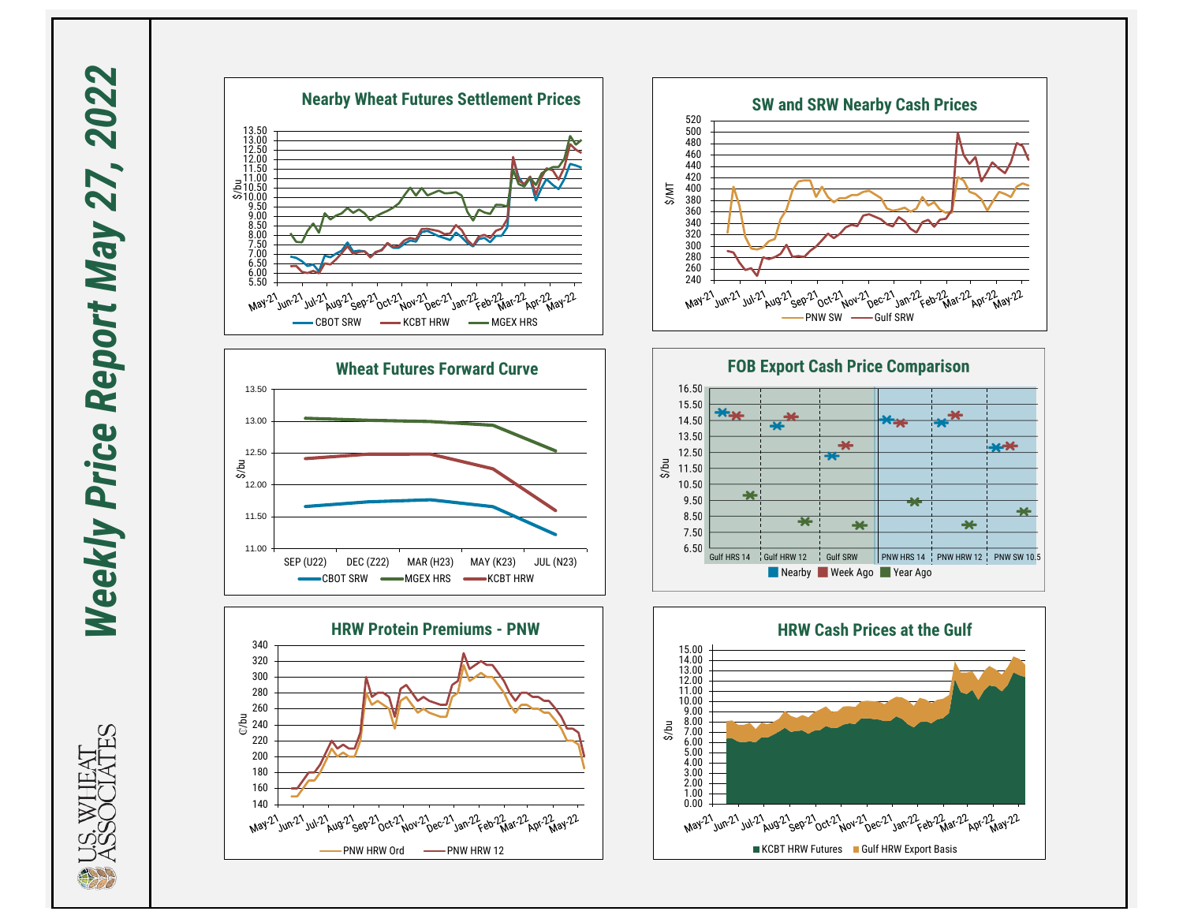# Weekly Price Report May 27, 2022

## Nearby Wheat Futures Settlement Prices

$/bu

CBOT SRW | KCBT HRW | MGEX HRS

## SW and SRW Nearby Cash Prices

$/MT

PNW SW | Gulf SRW

## Wheat Futures Forward Curve

$/bu

SEP (U22) | DEC (Z22) | MAR (H23) | MAY (K23) | JUL (N23)

CBOT SRW | MGEX HRS | KCBT HRW

## FOB Export Cash Price Comparison

$/bu

Gulf HRS 14 | Gulf HRW 12 | Gulf SRW | PNW HRS 14 | PNW HRW 12 | PNW SW 10.5

Nearby | Week Ago | Year Ago

## HRW Protein Premiums - PNW

₵/bu

PNW HRW Ord | PNW HRW 12

## HRW Cash Prices at the Gulf

$/bu

KCBT HRW Futures | Gulf HRW Export Basis

U.S. WHEAT ASSOCIATES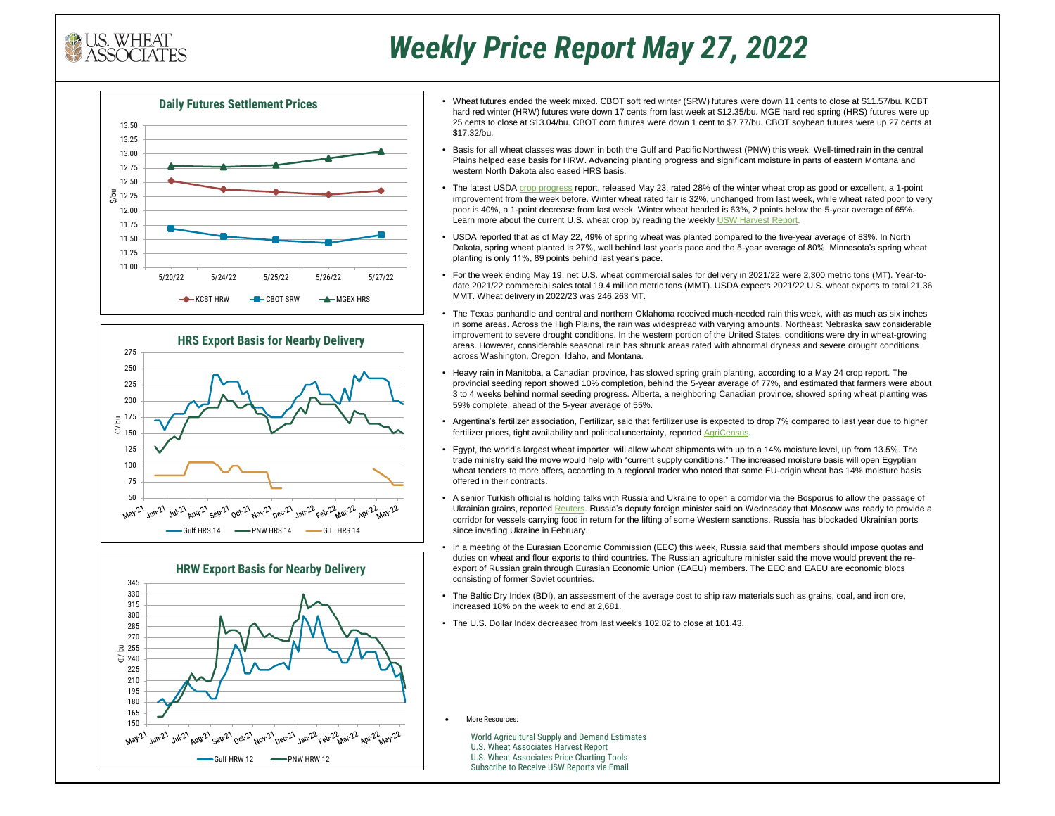U.S. WHEAT ASSOCIATES

# Weekly Price Report May 27, 2022

**Daily Futures Settlement Prices**

13.50
13.25
13.00
12.75
12.50
12.25
12.00
11.75
11.50
11.25
11.00

$/bu

5/20/22 5/24/22 5/25/22 5/26/22 5/27/22

KCBT HRW  CBOT SRW  MGEX HRS

**HRS Export Basis for Nearby Delivery**

275
250
225
200
175
150
125
100
75
50

¢/bu

May-21 Jun-21 Jul-21 Aug-21 Sep-21 Oct-21 Nov-21 Dec-21 Jan-22 Feb-22 Mar-22 Apr-22 May-22

Gulf HRS 14  PNW HRS 14  G.L. HRS 14

**HRW Export Basis for Nearby Delivery**

345
330
315
300
285
270
255
240
225
210
195
180
165
150

¢/bu

May-21 Jun-21 Jul-21 Aug-21 Sep-21 Oct-21 Nov-21 Dec-21 Jan-22 Feb-22 Mar-22 Apr-22 May-22

Gulf HRW 12  PNW HRW 12

- Wheat futures ended the week mixed. CBOT soft red winter (SRW) futures were down 11 cents to close at $11.57/bu. KCBT hard red winter (HRW) futures were down 17 cents from last week at $12.35/bu. MGE hard red spring (HRS) futures were up 25 cents to close at $13.04/bu. CBOT corn futures were down 1 cent to $7.77/bu. CBOT soybean futures were up 27 cents at $17.32/bu.
- Basis for all wheat classes was down in both the Gulf and Pacific Northwest (PNW) this week. Well-timed rain in the central Plains helped ease basis for HRW. Advancing planting progress and significant moisture in parts of eastern Montana and western North Dakota also eased HRS basis.
- The latest USDA crop progress report, released May 23, rated 28% of the winter wheat crop as good or excellent, a 1-point improvement from the week before. Winter wheat rated fair is 32%, unchanged from last week, while wheat rated poor to very poor is 40%, a 1-point decrease from last week. Winter wheat headed is 63%, 2 points below the 5-year average of 65%. Learn more about the current U.S. wheat crop by reading the weekly USW Harvest Report.
- USDA reported that as of May 22, 49% of spring wheat was planted compared to the five-year average of 83%. In North Dakota, spring wheat planted is 27%, well behind last year's pace and the 5-year average of 80%. Minnesota's spring wheat planting is only 11%, 89 points behind last year's pace.
- For the week ending May 19, net U.S. wheat commercial sales for delivery in 2021/22 were 2,300 metric tons (MT). Year-to-date 2021/22 commercial sales total 19.4 million metric tons (MMT). USDA expects 2021/22 U.S. wheat exports to total 21.36 MMT. Wheat delivery in 2022/23 was 246,263 MT.
- The Texas panhandle and central and northern Oklahoma received much-needed rain this week, with as much as six inches in some areas. Across the High Plains, the rain was widespread with varying amounts. Northeast Nebraska saw considerable improvement to severe drought conditions. In the western portion of the United States, conditions were dry in wheat-growing areas. However, considerable seasonal rain has shrunk areas rated with abnormal dryness and severe drought conditions across Washington, Oregon, Idaho, and Montana.
- Heavy rain in Manitoba, a Canadian province, has slowed spring grain planting, according to a May 24 crop report. The provincial seeding report showed 10% completion, behind the 5-year average of 77%, and estimated that farmers were about 3 to 4 weeks behind normal seeding progress. Alberta, a neighboring Canadian province, showed spring wheat planting was 59% complete, ahead of the 5-year average of 55%.
- Argentina's fertilizer association, Fertilizar, said that fertilizer use is expected to drop 7% compared to last year due to higher fertilizer prices, tight availability and political uncertainty, reported AgriCensus.
- Egypt, the world's largest wheat importer, will allow wheat shipments with up to a 14% moisture level, up from 13.5%. The trade ministry said the move would help with "current supply conditions." The increased moisture basis will open Egyptian wheat tenders to more offers, according to a regional trader who noted that some EU-origin wheat has 14% moisture basis offered in their contracts.
- A senior Turkish official is holding talks with Russia and Ukraine to open a corridor via the Bosporus to allow the passage of Ukrainian grains, reported Reuters. Russia's deputy foreign minister said on Wednesday that Moscow was ready to provide a corridor for vessels carrying food in return for the lifting of some Western sanctions. Russia has blockaded Ukrainian ports since invading Ukraine in February.
- In a meeting of the Eurasian Economic Commission (EEC) this week, Russia said that members should impose quotas and duties on wheat and flour exports to third countries. The Russian agriculture minister said the move would prevent the re-export of Russian grain through Eurasian Economic Union (EAEU) members. The EEC and EAEU are economic blocs consisting of former Soviet countries.
- The Baltic Dry Index (BDI), an assessment of the average cost to ship raw materials such as grains, coal, and iron ore, increased 18% on the week to end at 2,681.
- The U.S. Dollar Index decreased from last week's 102.82 to close at 101.43.

- More Resources:

  World Agricultural Supply and Demand Estimates
  U.S. Wheat Associates Harvest Report
  U.S. Wheat Associates Price Charting Tools
  Subscribe to Receive USW Reports via Email